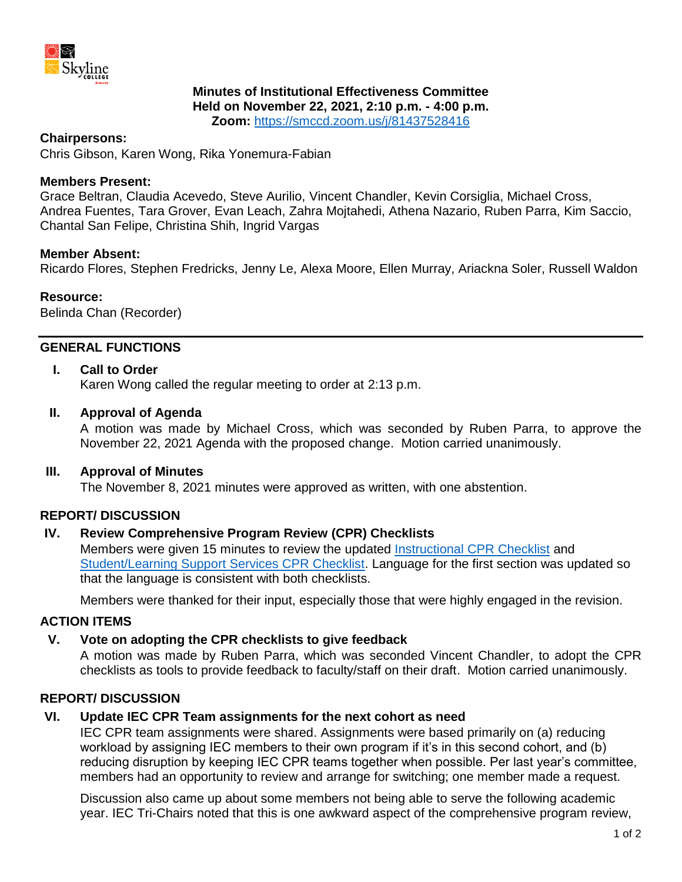**Minutes of Institutional Effectiveness Committee**
**Held on November 22, 2021, 2:10 p.m. - 4:00 p.m.**
**Zoom:** [https://smccd.zoom.us/j/81437528416](https://smccd.zoom.us/j/81437528416)

**Chairpersons:**
Chris Gibson, Karen Wong, Rika Yonemura-Fabian

**Members Present:**
Grace Beltran, Claudia Acevedo, Steve Aurilio, Vincent Chandler, Kevin Corsiglia, Michael Cross, Andrea Fuentes, Tara Grover, Evan Leach, Zahra Mojtahedi, Athena Nazario, Ruben Parra, Kim Saccio, Chantal San Felipe, Christina Shih, Ingrid Vargas

**Member Absent:**
Ricardo Flores, Stephen Fredricks, Jenny Le, Alexa Moore, Ellen Murray, Ariackna Soler, Russell Waldon

**Resource:**
Belinda Chan (Recorder)

---

## GENERAL FUNCTIONS

### I. Call to Order

Karen Wong called the regular meeting to order at 2:13 p.m.

### II. Approval of Agenda

A motion was made by Michael Cross, which was seconded by Ruben Parra, to approve the November 22, 2021 Agenda with the proposed change. Motion carried unanimously.

### III. Approval of Minutes

The November 8, 2021 minutes were approved as written, with one abstention.

## REPORT/ DISCUSSION

### IV. Review Comprehensive Program Review (CPR) Checklists

Members were given 15 minutes to review the updated Instructional CPR Checklist and Student/Learning Support Services CPR Checklist. Language for the first section was updated so that the language is consistent with both checklists.

Members were thanked for their input, especially those that were highly engaged in the revision.

## ACTION ITEMS

### V. Vote on adopting the CPR checklists to give feedback

A motion was made by Ruben Parra, which was seconded Vincent Chandler, to adopt the CPR checklists as tools to provide feedback to faculty/staff on their draft. Motion carried unanimously.

## REPORT/ DISCUSSION

### VI. Update IEC CPR Team assignments for the next cohort as need

IEC CPR team assignments were shared. Assignments were based primarily on (a) reducing workload by assigning IEC members to their own program if it's in this second cohort, and (b) reducing disruption by keeping IEC CPR teams together when possible. Per last year's committee, members had an opportunity to review and arrange for switching; one member made a request.

Discussion also came up about some members not being able to serve the following academic year. IEC Tri-Chairs noted that this is one awkward aspect of the comprehensive program review,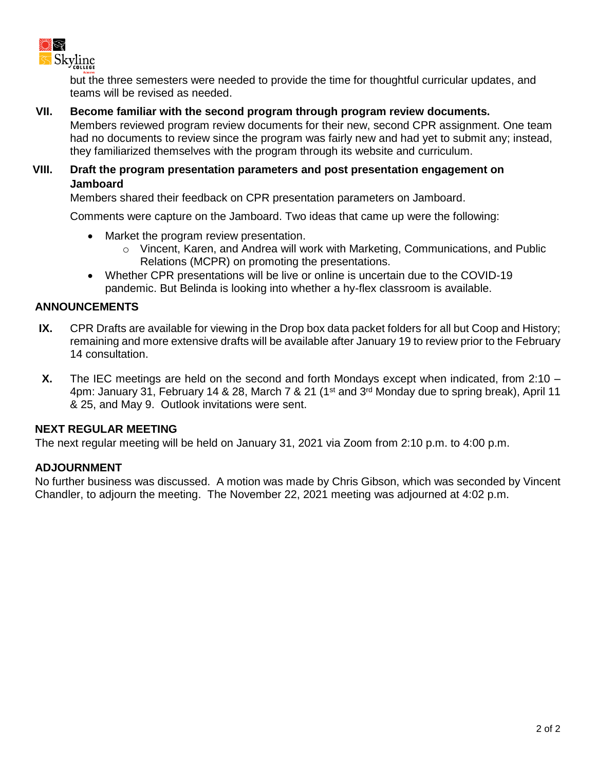but the three semesters were needed to provide the time for thoughtful curricular updates, and teams will be revised as needed.

**VII. Become familiar with the second program through program review documents.**

Members reviewed program review documents for their new, second CPR assignment. One team had no documents to review since the program was fairly new and had yet to submit any; instead, they familiarized themselves with the program through its website and curriculum.

**VIII. Draft the program presentation parameters and post presentation engagement on Jamboard**

Members shared their feedback on CPR presentation parameters on Jamboard.

Comments were capture on the Jamboard. Two ideas that came up were the following:

- Market the program review presentation.
  - Vincent, Karen, and Andrea will work with Marketing, Communications, and Public Relations (MCPR) on promoting the presentations.
- Whether CPR presentations will be live or online is uncertain due to the COVID-19 pandemic. But Belinda is looking into whether a hy-flex classroom is available.

## ANNOUNCEMENTS

**IX.** CPR Drafts are available for viewing in the Drop box data packet folders for all but Coop and History; remaining and more extensive drafts will be available after January 19 to review prior to the February 14 consultation.

**X.** The IEC meetings are held on the second and forth Mondays except when indicated, from 2:10 – 4pm: January 31, February 14 & 28, March 7 & 21 (1st and 3rd Monday due to spring break), April 11 & 25, and May 9. Outlook invitations were sent.

## NEXT REGULAR MEETING

The next regular meeting will be held on January 31, 2021 via Zoom from 2:10 p.m. to 4:00 p.m.

## ADJOURNMENT

No further business was discussed. A motion was made by Chris Gibson, which was seconded by Vincent Chandler, to adjourn the meeting. The November 22, 2021 meeting was adjourned at 4:02 p.m.